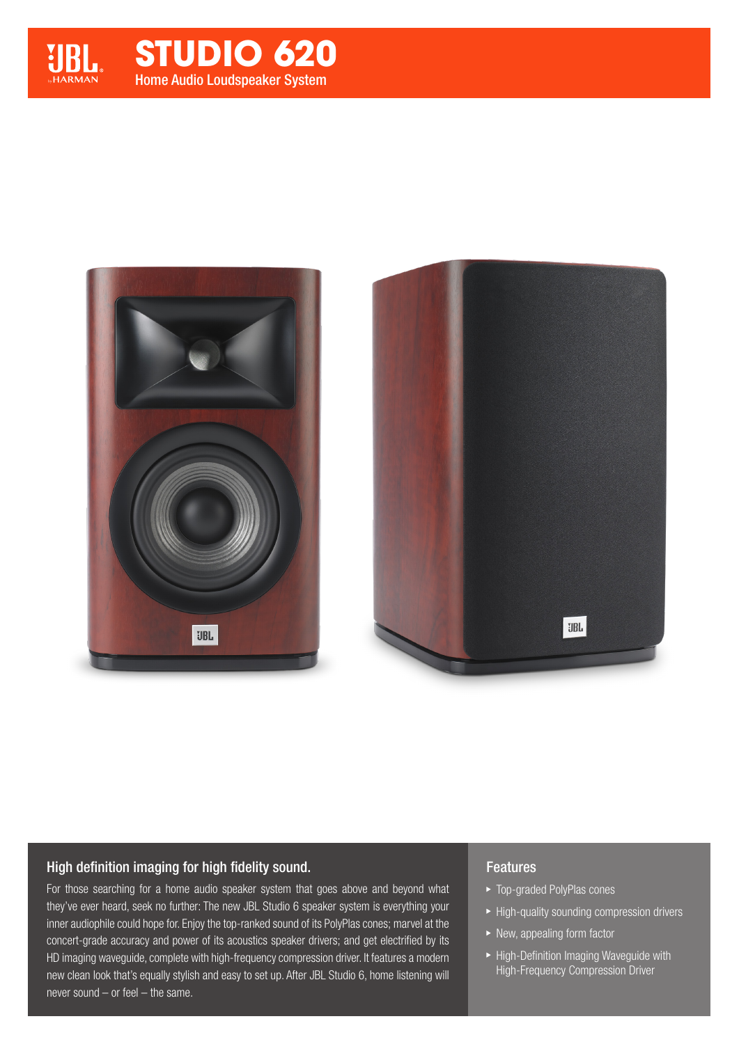# STUDIO 620

Home Audio Loudspeaker System

## High definition imaging for high fidelity sound.

For those searching for a home audio speaker system that goes above and beyond what they've ever heard, seek no further: The new JBL Studio 6 speaker system is everything your inner audiophile could hope for. Enjoy the top-ranked sound of its PolyPlas cones; marvel at the concert-grade accuracy and power of its acoustics speaker drivers; and get electrified by its HD imaging waveguide, complete with high-frequency compression driver. It features a modern new clean look that's equally stylish and easy to set up. After JBL Studio 6, home listening will never sound – or feel – the same.

## Features

- Top-graded PolyPlas cones
- High-quality sounding compression drivers
- New, appealing form factor
- High-Definition Imaging Waveguide with High-Frequency Compression Driver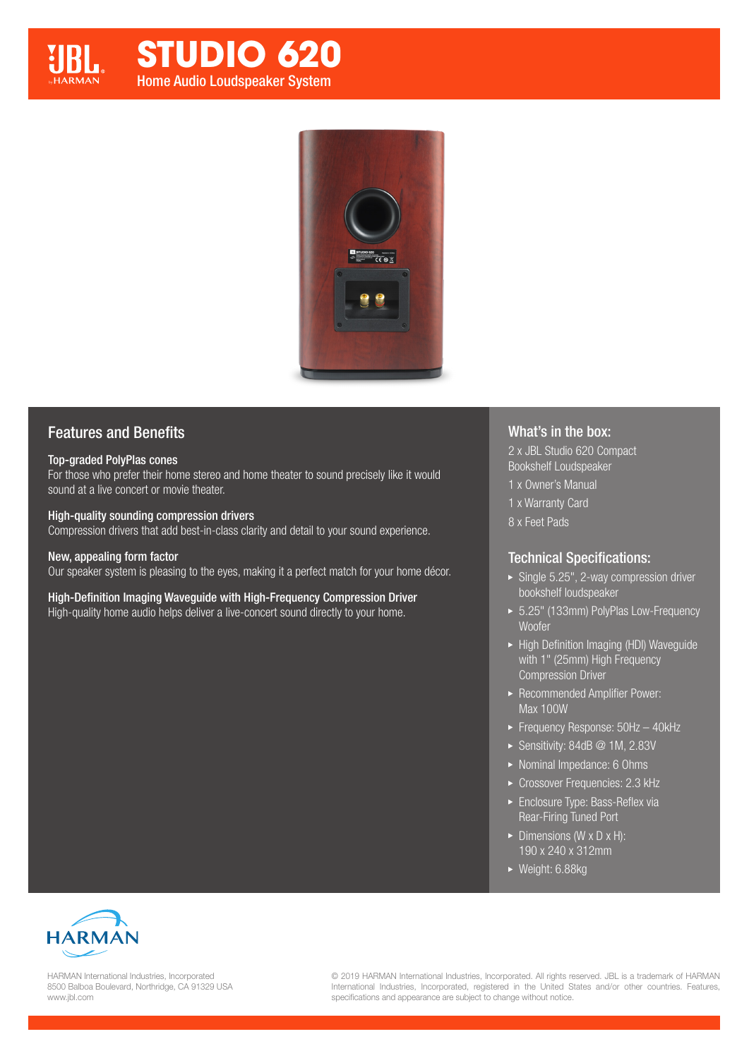# STUDIO 620

Home Audio Loudspeaker System

## Features and Benefits

**Top-graded PolyPlas cones**
For those who prefer their home stereo and home theater to sound precisely like it would sound at a live concert or movie theater.

**High-quality sounding compression drivers**
Compression drivers that add best-in-class clarity and detail to your sound experience.

**New, appealing form factor**
Our speaker system is pleasing to the eyes, making it a perfect match for your home décor.

**High-Definition Imaging Waveguide with High-Frequency Compression Driver**
High-quality home audio helps deliver a live-concert sound directly to your home.

## What's in the box:

2 x JBL Studio 620 Compact Bookshelf Loudspeaker

1 x Owner's Manual

1 x Warranty Card

8 x Feet Pads

## Technical Specifications:

- Single 5.25", 2-way compression driver bookshelf loudspeaker
- 5.25" (133mm) PolyPlas Low-Frequency Woofer
- High Definition Imaging (HDI) Waveguide with 1" (25mm) High Frequency Compression Driver
- Recommended Amplifier Power: Max 100W
- Frequency Response: 50Hz – 40kHz
- Sensitivity: 84dB @ 1M, 2.83V
- Nominal Impedance: 6 Ohms
- Crossover Frequencies: 2.3 kHz
- Enclosure Type: Bass-Reflex via Rear-Firing Tuned Port
- Dimensions (W x D x H): 190 x 240 x 312mm
- Weight: 6.88kg

HARMAN International Industries, Incorporated
8500 Balboa Boulevard, Northridge, CA 91329 USA
www.jbl.com

© 2019 HARMAN International Industries, Incorporated. All rights reserved. JBL is a trademark of HARMAN International Industries, Incorporated, registered in the United States and/or other countries. Features, specifications and appearance are subject to change without notice.